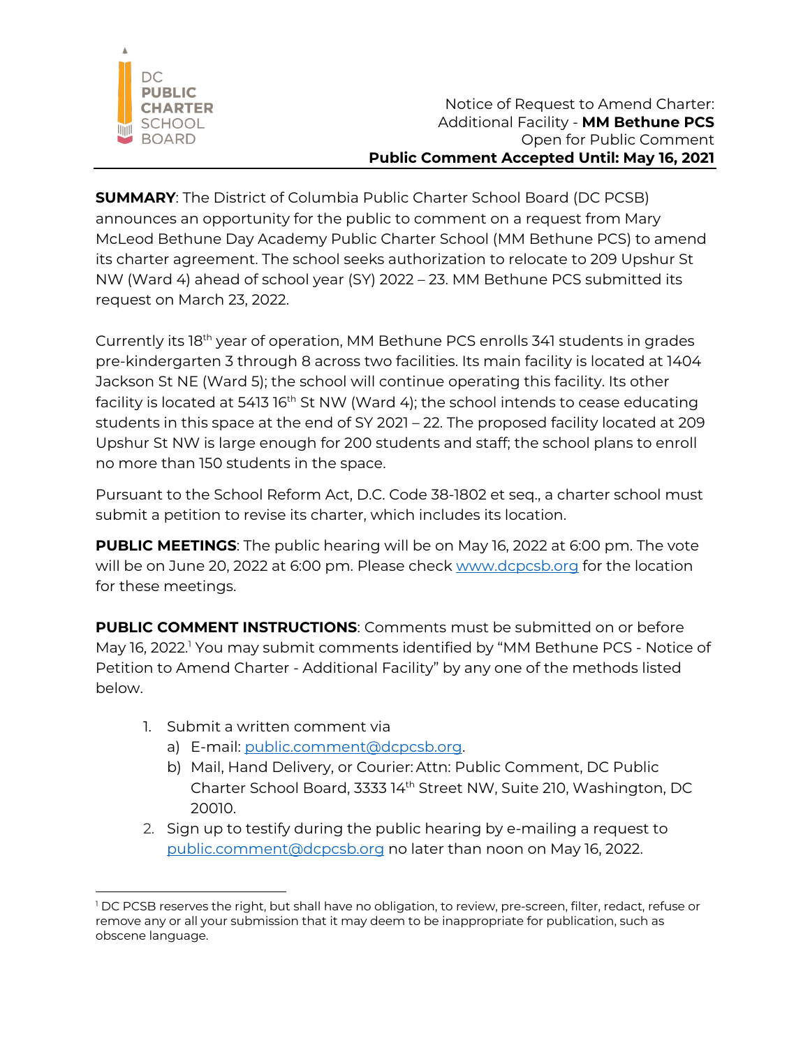DC PUBLIC CHARTER SCHOOL BOARD

Notice of Request to Amend Charter:
Additional Facility - **MM Bethune PCS**
Open for Public Comment
**Public Comment Accepted Until: May 16, 2021**

**SUMMARY**: The District of Columbia Public Charter School Board (DC PCSB) announces an opportunity for the public to comment on a request from Mary McLeod Bethune Day Academy Public Charter School (MM Bethune PCS) to amend its charter agreement. The school seeks authorization to relocate to 209 Upshur St NW (Ward 4) ahead of school year (SY) 2022 – 23. MM Bethune PCS submitted its request on March 23, 2022.

Currently its 18th year of operation, MM Bethune PCS enrolls 341 students in grades pre-kindergarten 3 through 8 across two facilities. Its main facility is located at 1404 Jackson St NE (Ward 5); the school will continue operating this facility. Its other facility is located at 5413 16th St NW (Ward 4); the school intends to cease educating students in this space at the end of SY 2021 – 22. The proposed facility located at 209 Upshur St NW is large enough for 200 students and staff; the school plans to enroll no more than 150 students in the space.

Pursuant to the School Reform Act, D.C. Code 38-1802 et seq., a charter school must submit a petition to revise its charter, which includes its location.

**PUBLIC MEETINGS**: The public hearing will be on May 16, 2022 at 6:00 pm. The vote will be on June 20, 2022 at 6:00 pm. Please check www.dcpcsb.org for the location for these meetings.

**PUBLIC COMMENT INSTRUCTIONS**: Comments must be submitted on or before May 16, 2022.[1] You may submit comments identified by "MM Bethune PCS - Notice of Petition to Amend Charter - Additional Facility" by any one of the methods listed below.

1. Submit a written comment via
   a) E-mail: public.comment@dcpcsb.org.
   b) Mail, Hand Delivery, or Courier: Attn: Public Comment, DC Public Charter School Board, 3333 14th Street NW, Suite 210, Washington, DC 20010.
2. Sign up to testify during the public hearing by e-mailing a request to public.comment@dcpcsb.org no later than noon on May 16, 2022.

[1] DC PCSB reserves the right, but shall have no obligation, to review, pre-screen, filter, redact, refuse or remove any or all your submission that it may deem to be inappropriate for publication, such as obscene language.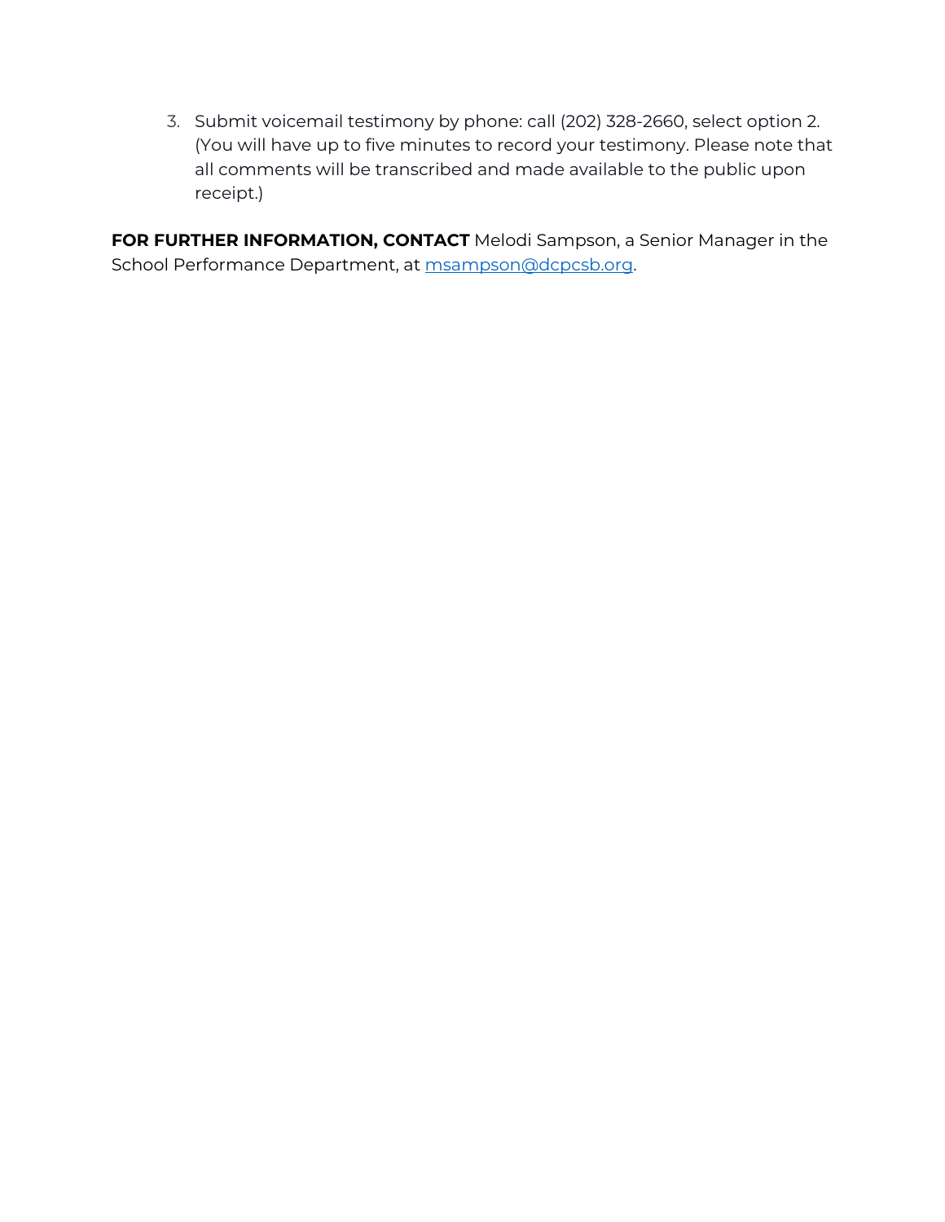3. Submit voicemail testimony by phone: call (202) 328-2660, select option 2. (You will have up to five minutes to record your testimony. Please note that all comments will be transcribed and made available to the public upon receipt.)

**FOR FURTHER INFORMATION, CONTACT** Melodi Sampson, a Senior Manager in the School Performance Department, at msampson@dcpcsb.org.